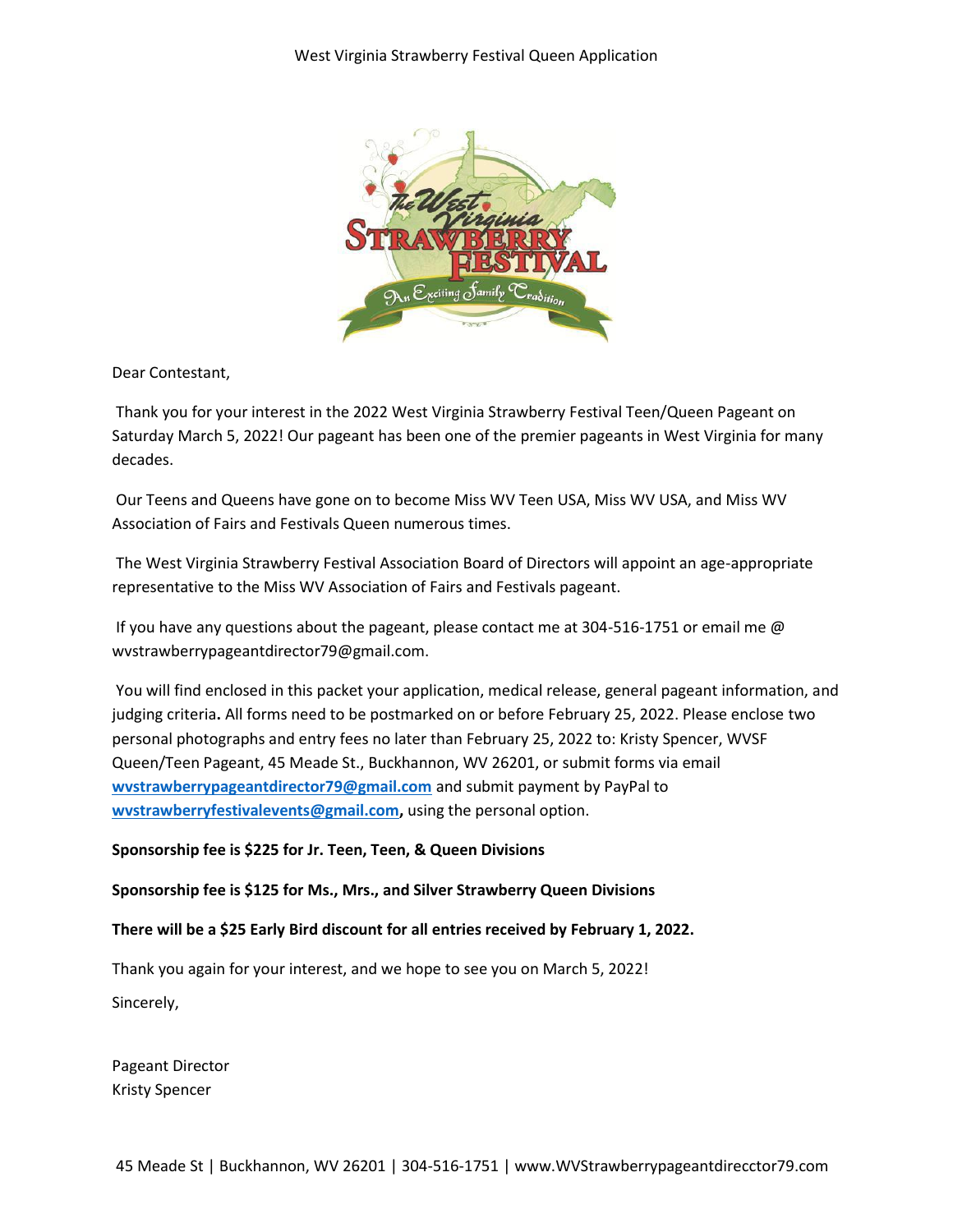# West Virginia Strawberry Festival Queen Application

Dear Contestant,

Thank you for your interest in the 2022 West Virginia Strawberry Festival Teen/Queen Pageant on Saturday March 5, 2022! Our pageant has been one of the premier pageants in West Virginia for many decades.

Our Teens and Queens have gone on to become Miss WV Teen USA, Miss WV USA, and Miss WV Association of Fairs and Festivals Queen numerous times.

The West Virginia Strawberry Festival Association Board of Directors will appoint an age-appropriate representative to the Miss WV Association of Fairs and Festivals pageant.

If you have any questions about the pageant, please contact me at 304-516-1751 or email me @ wvstrawberrypageantdirector79@gmail.com.

You will find enclosed in this packet your application, medical release, general pageant information, and judging criteria**.** All forms need to be postmarked on or before February 25, 2022. Please enclose two personal photographs and entry fees no later than February 25, 2022 to: Kristy Spencer, WVSF Queen/Teen Pageant, 45 Meade St., Buckhannon, WV 26201, or submit forms via email **wvstrawberrypageantdirector79@gmail.com** and submit payment by PayPal to **wvstrawberryfestivalevents@gmail.com,** using the personal option.

**Sponsorship fee is $225 for Jr. Teen, Teen, & Queen Divisions**

**Sponsorship fee is $125 for Ms., Mrs., and Silver Strawberry Queen Divisions**

**There will be a $25 Early Bird discount for all entries received by February 1, 2022.**

Thank you again for your interest, and we hope to see you on March 5, 2022!

Sincerely,

Pageant Director
Kristy Spencer

45 Meade St | Buckhannon, WV 26201 | 304-516-1751 | www.WVStrawberrypageantdirecctor79.com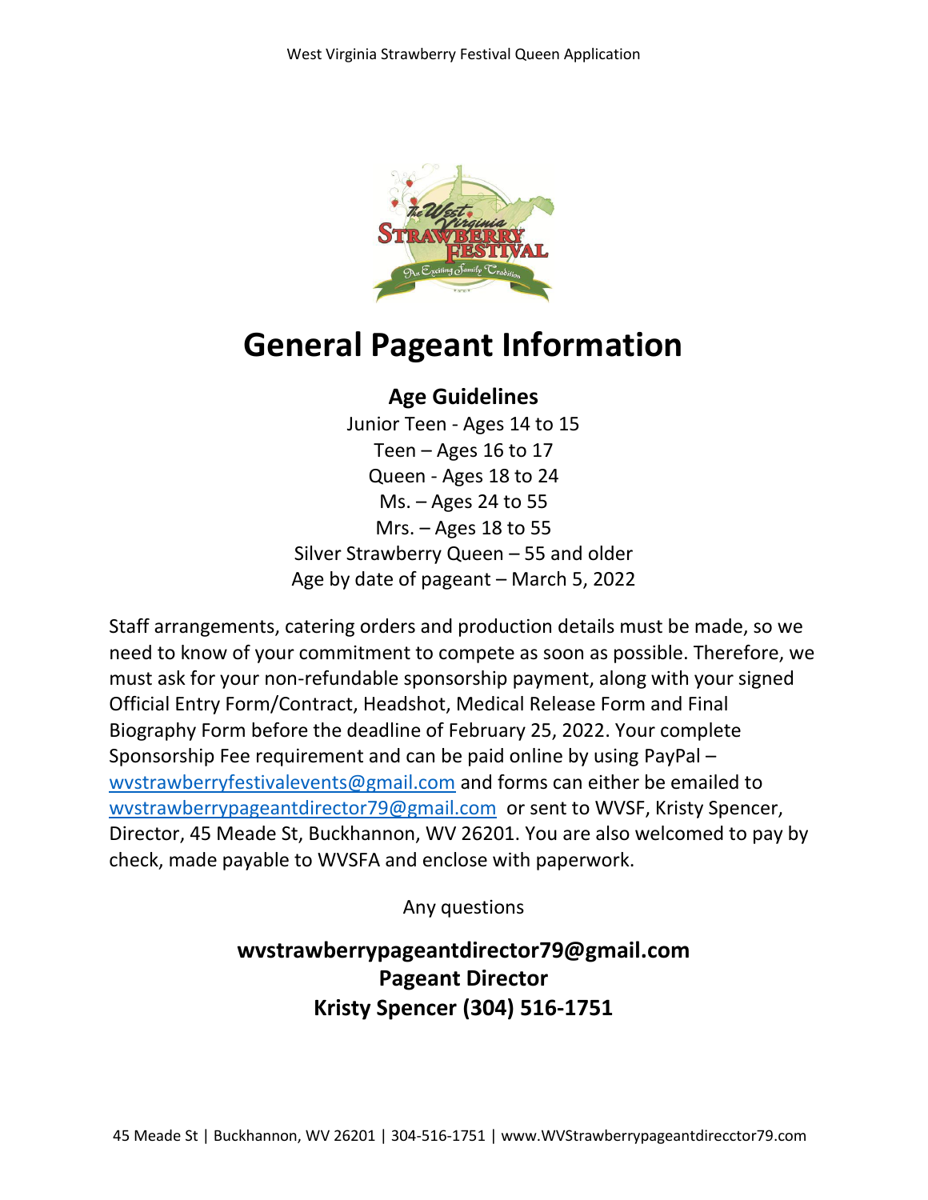# General Pageant Information

## Age Guidelines

Junior Teen - Ages 14 to 15
Teen – Ages 16 to 17
Queen - Ages 18 to 24
Ms. – Ages 24 to 55
Mrs. – Ages 18 to 55
Silver Strawberry Queen – 55 and older
Age by date of pageant – March 5, 2022

Staff arrangements, catering orders and production details must be made, so we need to know of your commitment to compete as soon as possible. Therefore, we must ask for your non-refundable sponsorship payment, along with your signed Official Entry Form/Contract, Headshot, Medical Release Form and Final Biography Form before the deadline of February 25, 2022. Your complete Sponsorship Fee requirement and can be paid online by using PayPal – wvstrawberryfestivalevents@gmail.com and forms can either be emailed to wvstrawberrypageantdirector79@gmail.com or sent to WVSF, Kristy Spencer, Director, 45 Meade St, Buckhannon, WV 26201. You are also welcomed to pay by check, made payable to WVSFA and enclose with paperwork.

Any questions

**wvstrawberrypageantdirector79@gmail.com**
**Pageant Director**
**Kristy Spencer (304) 516-1751**

45 Meade St | Buckhannon, WV 26201 | 304-516-1751 | www.WVStrawberrypageantdirecctor79.com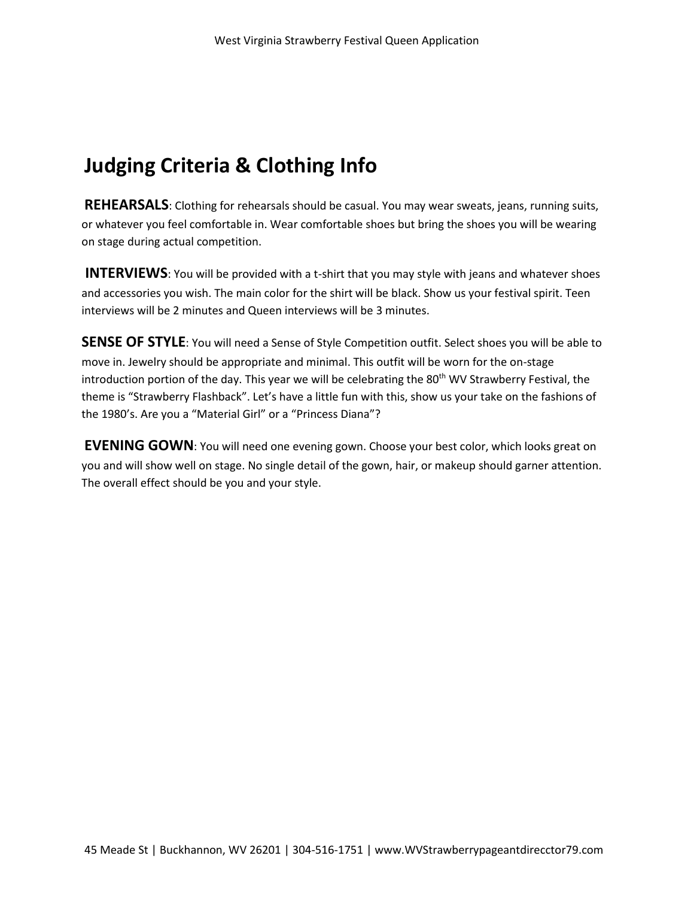# Judging Criteria & Clothing Info

**REHEARSALS**: Clothing for rehearsals should be casual. You may wear sweats, jeans, running suits, or whatever you feel comfortable in. Wear comfortable shoes but bring the shoes you will be wearing on stage during actual competition.

**INTERVIEWS**: You will be provided with a t-shirt that you may style with jeans and whatever shoes and accessories you wish. The main color for the shirt will be black. Show us your festival spirit. Teen interviews will be 2 minutes and Queen interviews will be 3 minutes.

**SENSE OF STYLE**: You will need a Sense of Style Competition outfit. Select shoes you will be able to move in. Jewelry should be appropriate and minimal. This outfit will be worn for the on-stage introduction portion of the day. This year we will be celebrating the 80th WV Strawberry Festival, the theme is "Strawberry Flashback". Let's have a little fun with this, show us your take on the fashions of the 1980's. Are you a "Material Girl" or a "Princess Diana"?

**EVENING GOWN**: You will need one evening gown. Choose your best color, which looks great on you and will show well on stage. No single detail of the gown, hair, or makeup should garner attention. The overall effect should be you and your style.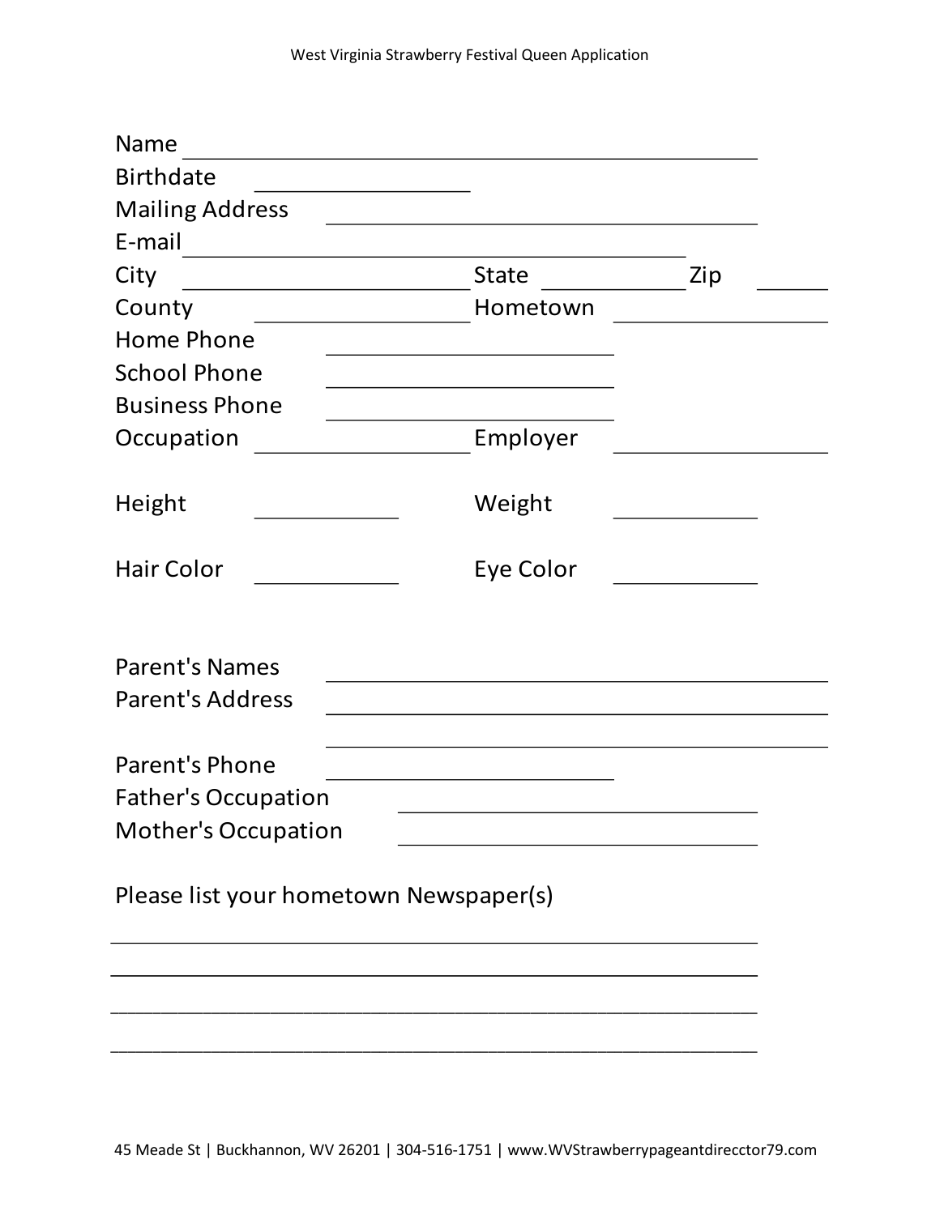# West Virginia Strawberry Festival Queen Application

Name ______________________________________________

Birthdate ________________

Mailing Address ________________________________

E-mail ______________________________________

City ______________________ State ___________ Zip _____

County ________________ Hometown ________________

Home Phone ______________________

School Phone ______________________

Business Phone ______________________

Occupation ________________ Employer ________________

Height ___________ Weight ___________

Hair Color ___________ Eye Color ___________

Parent's Names ______________________________________

Parent's Address ______________________________________

______________________________________

Parent's Phone ______________________

Father's Occupation ____________________________

Mother's Occupation ____________________________

Please list your hometown Newspaper(s)

______________________________________________________

______________________________________________________

______________________________________________________

______________________________________________________

45 Meade St | Buckhannon, WV 26201 | 304-516-1751 | www.WVStrawberrypageantdirecctor79.com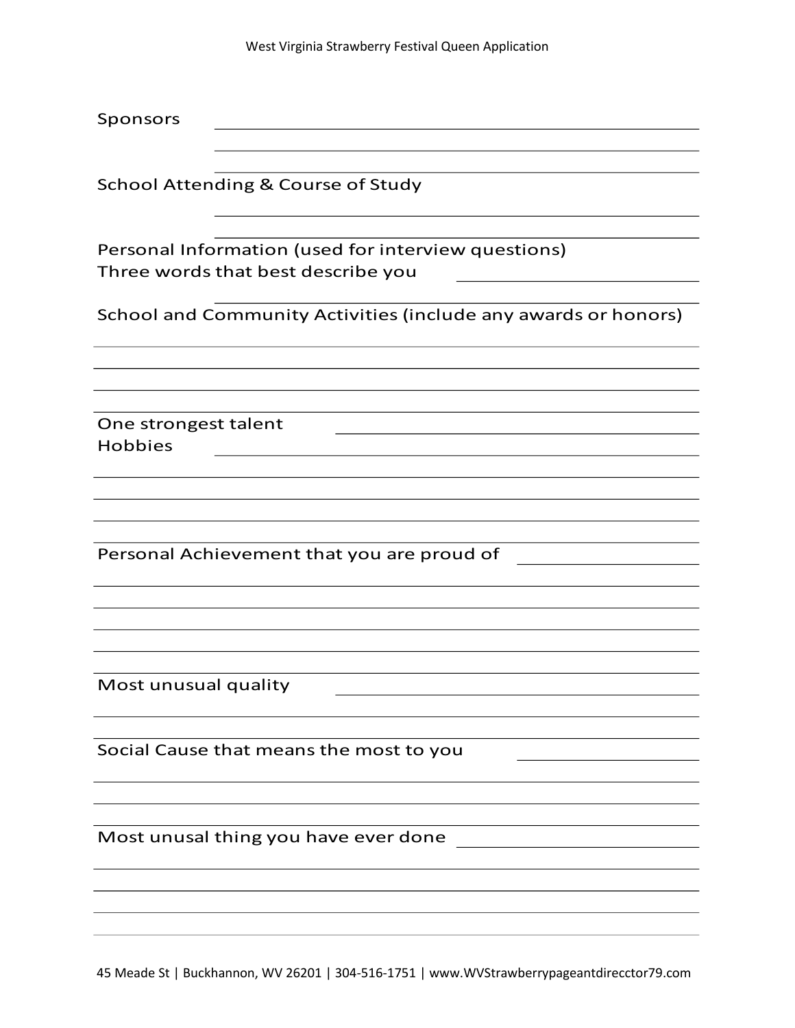Sponsors

School Attending & Course of Study

Personal Information (used for interview questions)

Three words that best describe you

School and Community Activities (include any awards or honors)

One strongest talent

Hobbies

Personal Achievement that you are proud of

Most unusual quality

Social Cause that means the most to you

Most unusal thing you have ever done

45 Meade St | Buckhannon, WV 26201 | 304-516-1751 | www.WVStrawberrypageantdirecctor79.com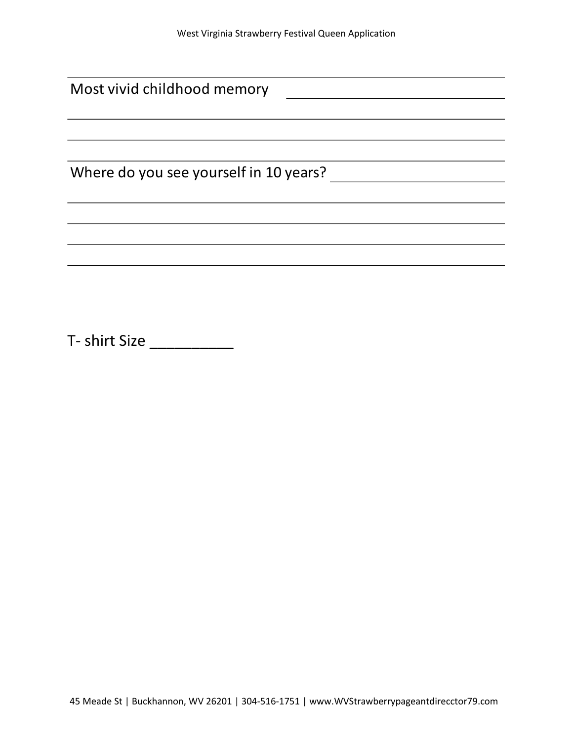Most vivid childhood memory ______________________________

______________________________________________________________________

______________________________________________________________________

Where do you see yourself in 10 years? _________________________

______________________________________________________________________

______________________________________________________________________

______________________________________________________________________

______________________________________________________________________

T- shirt Size __________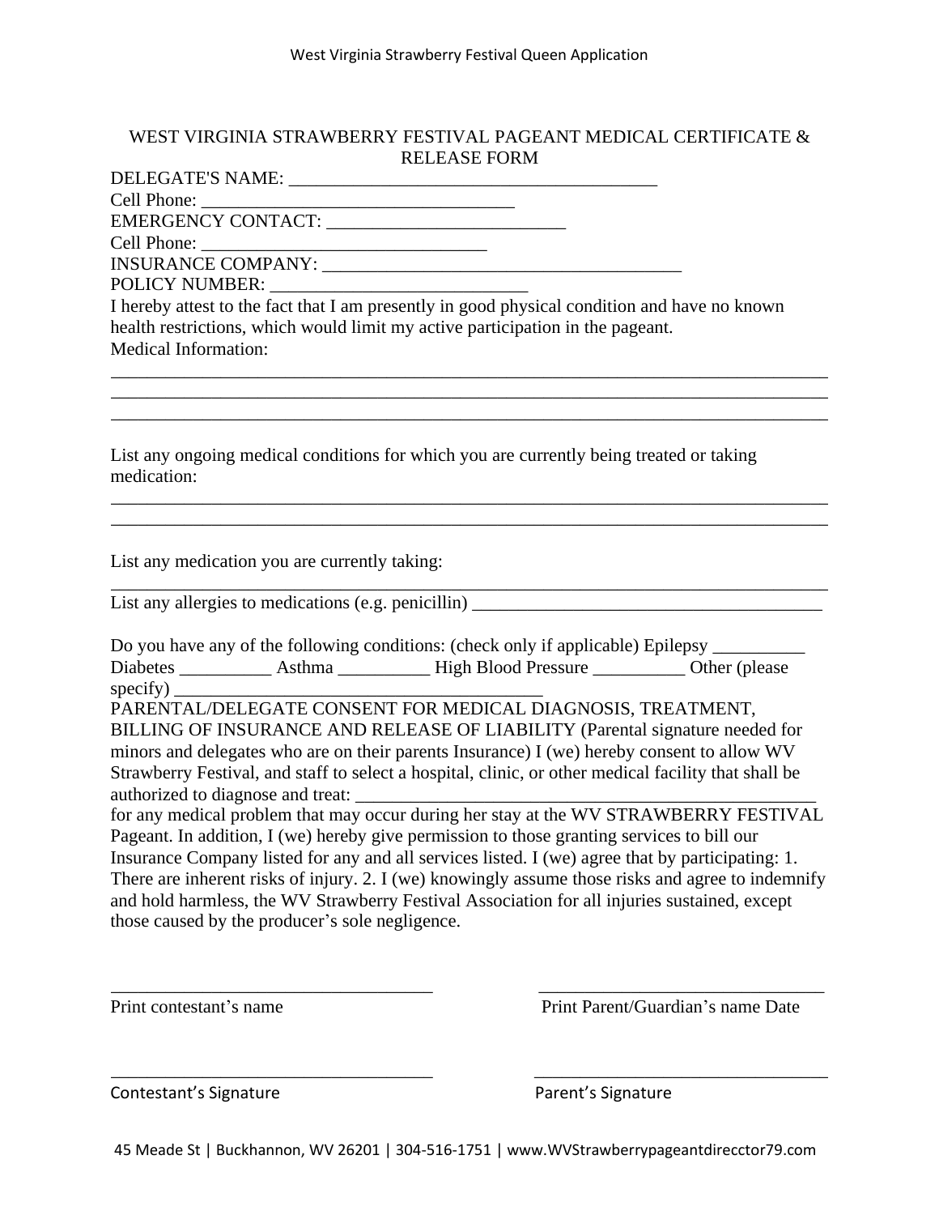# WEST VIRGINIA STRAWBERRY FESTIVAL PAGEANT MEDICAL CERTIFICATE & RELEASE FORM

DELEGATE'S NAME: ________________________________________

Cell Phone: __________________________________

EMERGENCY CONTACT: _________________________

Cell Phone: _______________________________

INSURANCE COMPANY: _____________________________________

POLICY NUMBER: ___________________________

I hereby attest to the fact that I am presently in good physical condition and have no known health restrictions, which would limit my active participation in the pageant.

Medical Information:

_____________________________________________________________________________

_____________________________________________________________________________

_____________________________________________________________________________

List any ongoing medical conditions for which you are currently being treated or taking medication:

_____________________________________________________________________________

_____________________________________________________________________________

List any medication you are currently taking:

_____________________________________________________________________________

List any allergies to medications (e.g. penicillin) _____________________________________

Do you have any of the following conditions: (check only if applicable) Epilepsy __________ Diabetes __________ Asthma __________ High Blood Pressure __________ Other (please specify) ________________________________________

PARENTAL/DELEGATE CONSENT FOR MEDICAL DIAGNOSIS, TREATMENT, BILLING OF INSURANCE AND RELEASE OF LIABILITY (Parental signature needed for minors and delegates who are on their parents Insurance) I (we) hereby consent to allow WV Strawberry Festival, and staff to select a hospital, clinic, or other medical facility that shall be authorized to diagnose and treat: __________________________________________________ for any medical problem that may occur during her stay at the WV STRAWBERRY FESTIVAL Pageant. In addition, I (we) hereby give permission to those granting services to bill our Insurance Company listed for any and all services listed. I (we) agree that by participating: 1. There are inherent risks of injury. 2. I (we) knowingly assume those risks and agree to indemnify and hold harmless, the WV Strawberry Festival Association for all injuries sustained, except those caused by the producer's sole negligence.

___________________________________ ___________________________________

Print contestant's name Print Parent/Guardian's name Date

___________________________________ ___________________________________

Contestant's Signature Parent's Signature

45 Meade St | Buckhannon, WV 26201 | 304-516-1751 | www.WVStrawberrypageantdirecctor79.com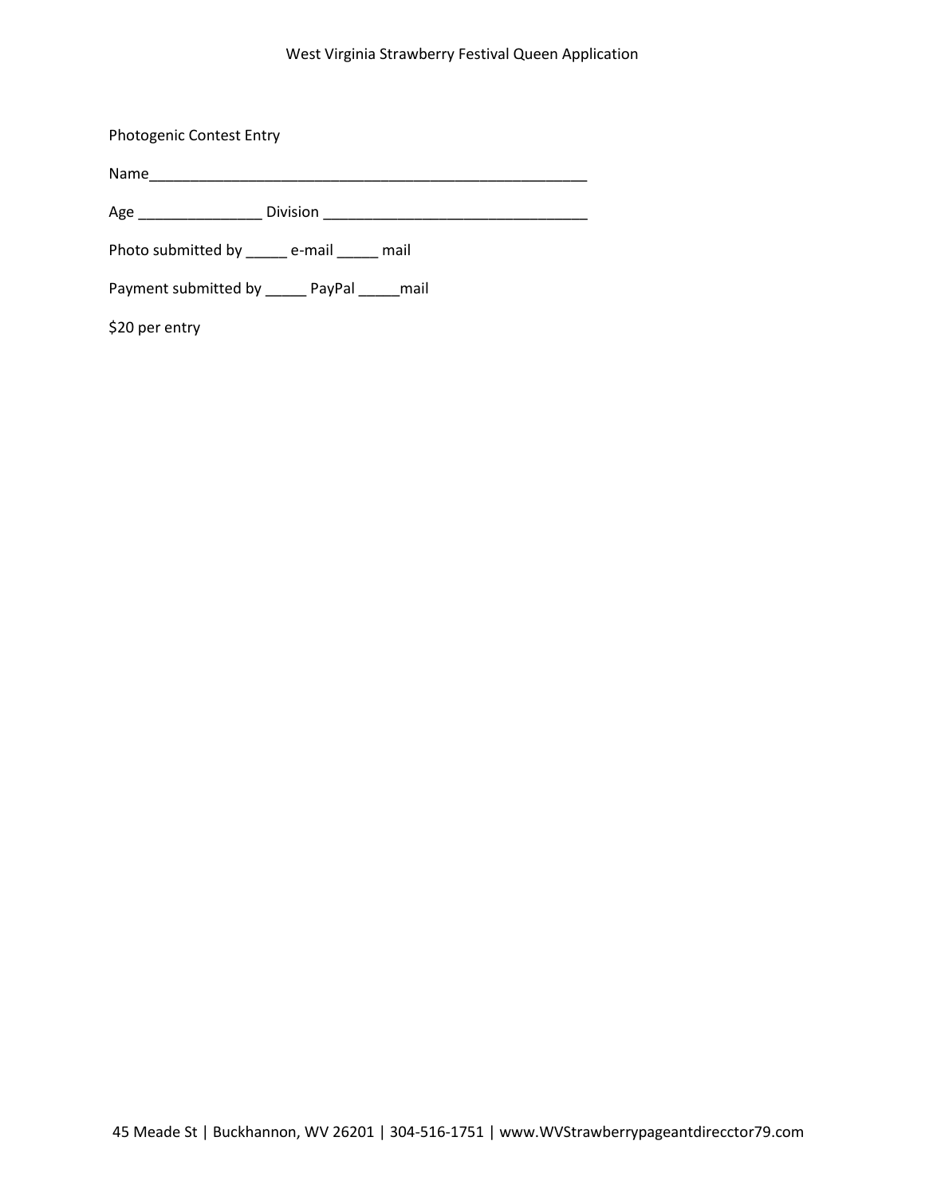Photogenic Contest Entry

Name______________________________________________________

Age _______________ Division ________________________________

Photo submitted by _____ e-mail _____ mail

Payment submitted by _____ PayPal _____mail

$20 per entry